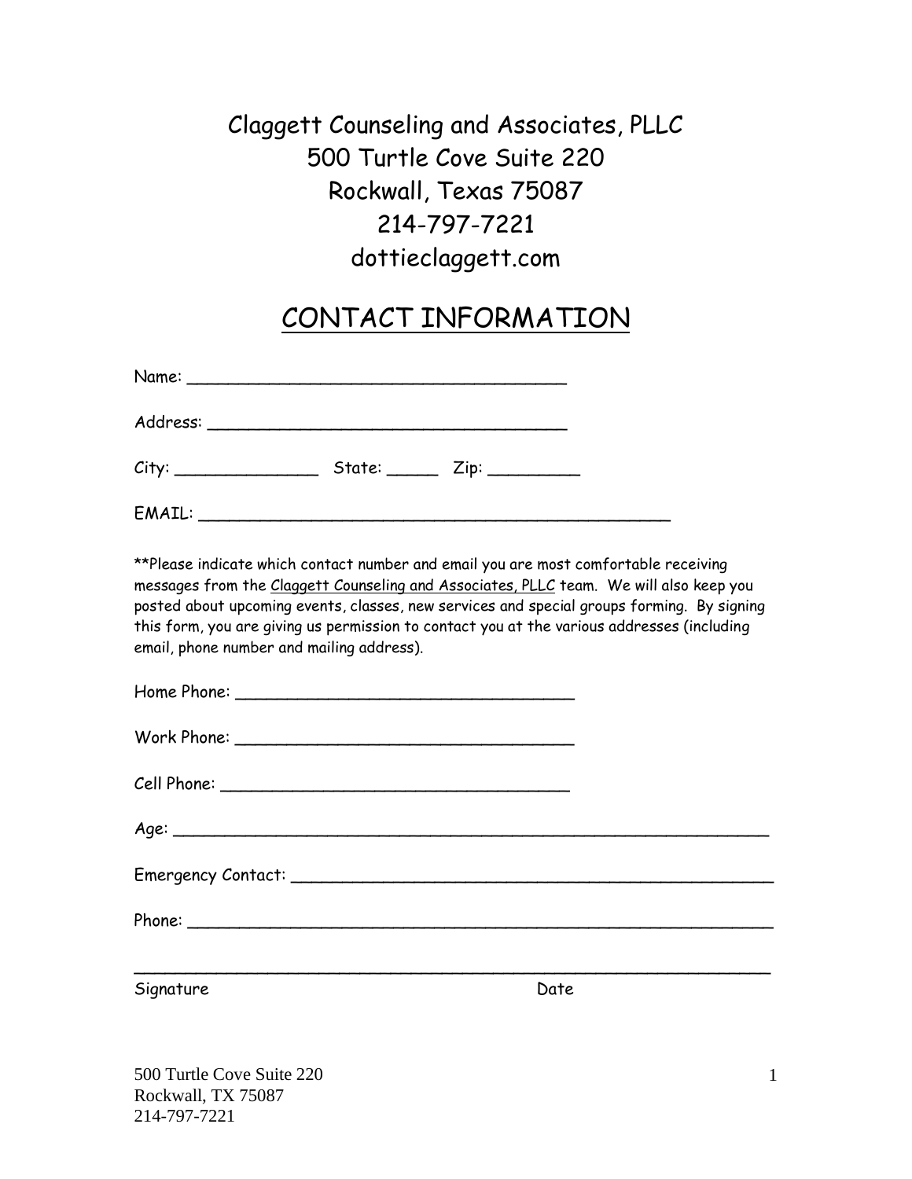Claggett Counseling and Associates, PLLC
500 Turtle Cove Suite 220
Rockwall, Texas 75087
214-797-7221
dottieclaggett.com

# CONTACT INFORMATION

Name: ___________________________________

Address: _________________________________

City: ______________ State: _____ Zip: _________

EMAIL: _____________________________________________

**Please indicate which contact number and email you are most comfortable receiving messages from the Claggett Counseling and Associates, PLLC team. We will also keep you posted about upcoming events, classes, new services and special groups forming. By signing this form, you are giving us permission to contact you at the various addresses (including email, phone number and mailing address).

Home Phone: ________________________________

Work Phone: ________________________________

Cell Phone: _________________________________

Age: ________________________________________________________

Emergency Contact: ____________________________________________

Phone: ______________________________________________________

______________________________________________________________
Signature Date

500 Turtle Cove Suite 220
Rockwall, TX 75087
214-797-7221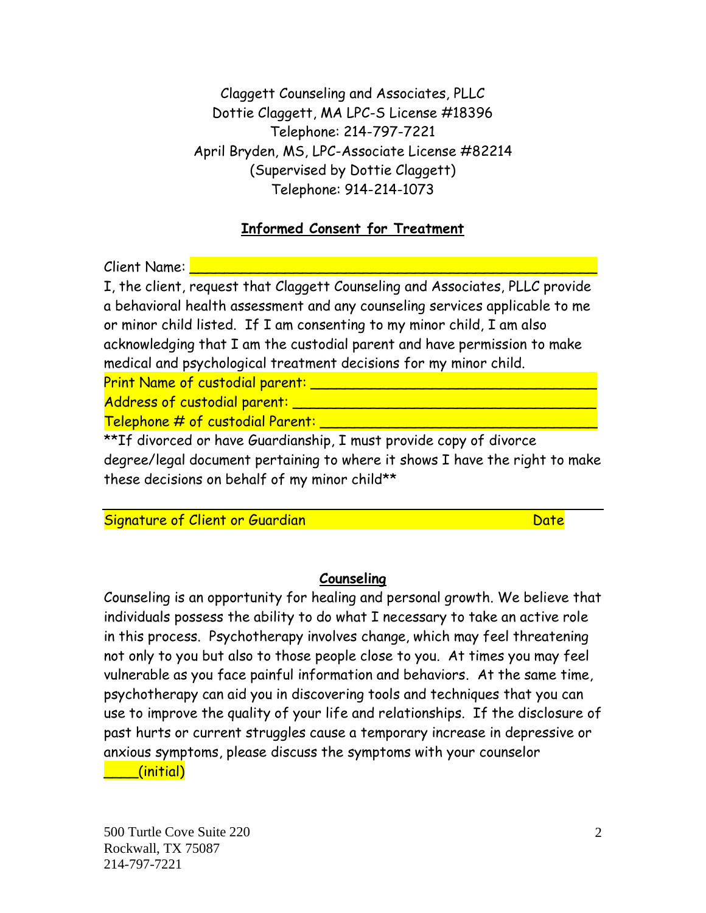Claggett Counseling and Associates, PLLC
Dottie Claggett, MA LPC-S License #18396
Telephone: 214-797-7221
April Bryden, MS, LPC-Associate License #82214
(Supervised by Dottie Claggett)
Telephone: 914-214-1073

## Informed Consent for Treatment

Client Name: ___________________________________________________

I, the client, request that Claggett Counseling and Associates, PLLC provide a behavioral health assessment and any counseling services applicable to me or minor child listed. If I am consenting to my minor child, I am also acknowledging that I am the custodial parent and have permission to make medical and psychological treatment decisions for my minor child.

Print Name of custodial parent: ________________________________

Address of custodial parent: __________________________________

Telephone # of custodial Parent: _______________________________

**If divorced or have Guardianship, I must provide copy of divorce degree/legal document pertaining to where it shows I have the right to make these decisions on behalf of my minor child**

_______________________________________________________________

Signature of Client or Guardian                                                  Date

## Counseling

Counseling is an opportunity for healing and personal growth. We believe that individuals possess the ability to do what I necessary to take an active role in this process. Psychotherapy involves change, which may feel threatening not only to you but also to those people close to you. At times you may feel vulnerable as you face painful information and behaviors. At the same time, psychotherapy can aid you in discovering tools and techniques that you can use to improve the quality of your life and relationships. If the disclosure of past hurts or current struggles cause a temporary increase in depressive or anxious symptoms, please discuss the symptoms with your counselor

____(initial)

500 Turtle Cove Suite 220
Rockwall, TX 75087
214-797-7221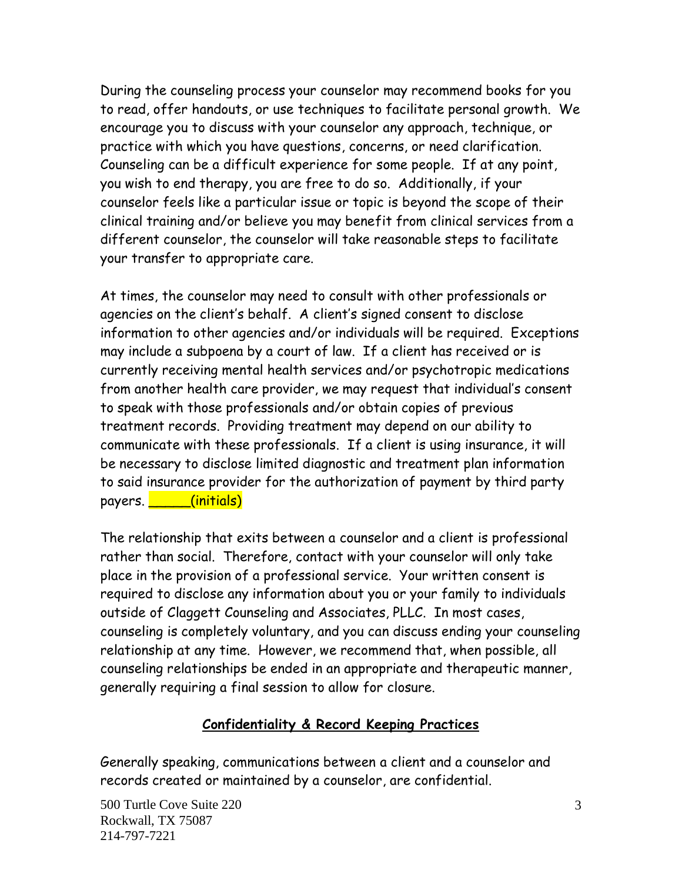During the counseling process your counselor may recommend books for you to read, offer handouts, or use techniques to facilitate personal growth. We encourage you to discuss with your counselor any approach, technique, or practice with which you have questions, concerns, or need clarification. Counseling can be a difficult experience for some people. If at any point, you wish to end therapy, you are free to do so. Additionally, if your counselor feels like a particular issue or topic is beyond the scope of their clinical training and/or believe you may benefit from clinical services from a different counselor, the counselor will take reasonable steps to facilitate your transfer to appropriate care.

At times, the counselor may need to consult with other professionals or agencies on the client's behalf. A client's signed consent to disclose information to other agencies and/or individuals will be required. Exceptions may include a subpoena by a court of law. If a client has received or is currently receiving mental health services and/or psychotropic medications from another health care provider, we may request that individual's consent to speak with those professionals and/or obtain copies of previous treatment records. Providing treatment may depend on our ability to communicate with these professionals. If a client is using insurance, it will be necessary to disclose limited diagnostic and treatment plan information to said insurance provider for the authorization of payment by third party payers. _____(initials)

The relationship that exits between a counselor and a client is professional rather than social. Therefore, contact with your counselor will only take place in the provision of a professional service. Your written consent is required to disclose any information about you or your family to individuals outside of Claggett Counseling and Associates, PLLC. In most cases, counseling is completely voluntary, and you can discuss ending your counseling relationship at any time. However, we recommend that, when possible, all counseling relationships be ended in an appropriate and therapeutic manner, generally requiring a final session to allow for closure.

## Confidentiality & Record Keeping Practices

Generally speaking, communications between a client and a counselor and records created or maintained by a counselor, are confidential.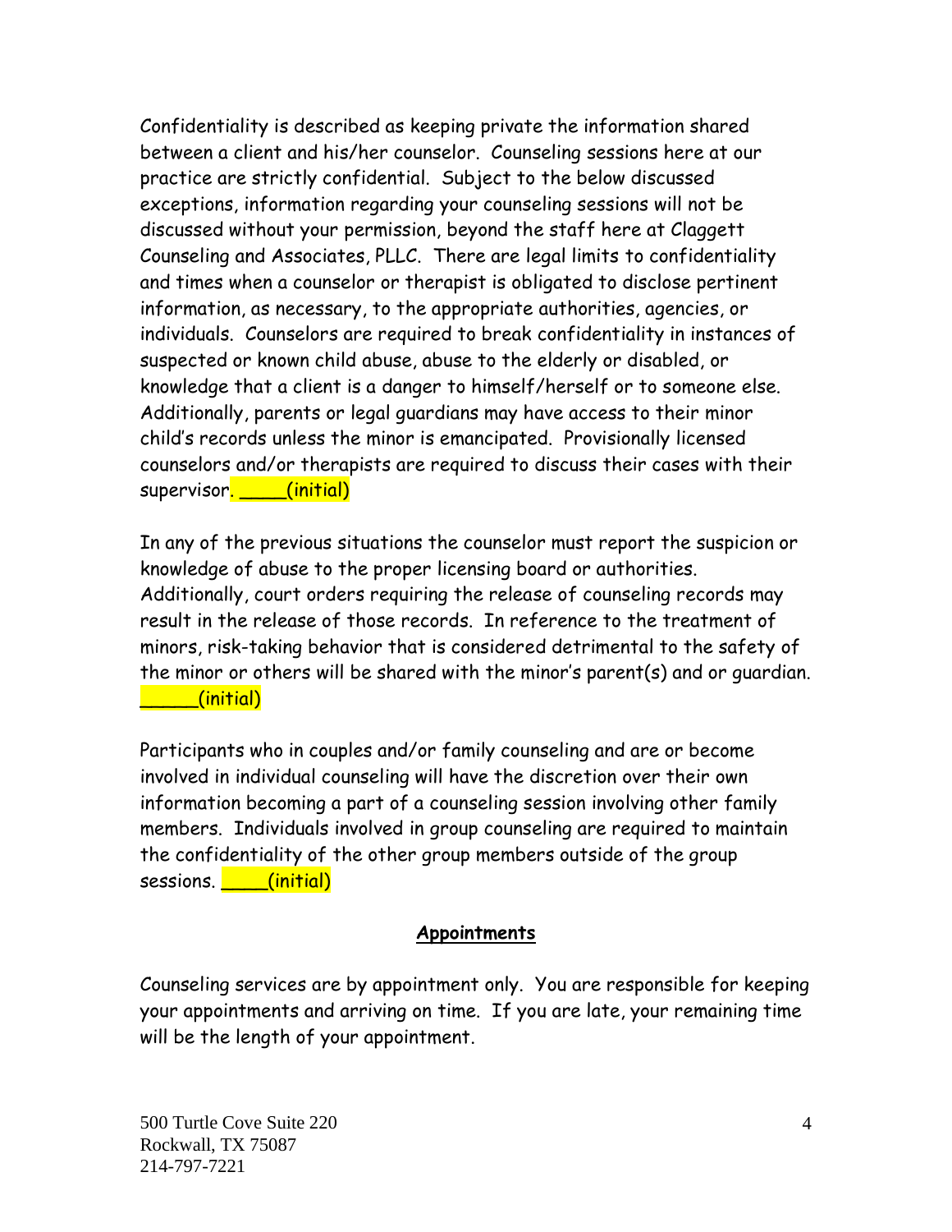Confidentiality is described as keeping private the information shared between a client and his/her counselor. Counseling sessions here at our practice are strictly confidential. Subject to the below discussed exceptions, information regarding your counseling sessions will not be discussed without your permission, beyond the staff here at Claggett Counseling and Associates, PLLC. There are legal limits to confidentiality and times when a counselor or therapist is obligated to disclose pertinent information, as necessary, to the appropriate authorities, agencies, or individuals. Counselors are required to break confidentiality in instances of suspected or known child abuse, abuse to the elderly or disabled, or knowledge that a client is a danger to himself/herself or to someone else. Additionally, parents or legal guardians may have access to their minor child's records unless the minor is emancipated. Provisionally licensed counselors and/or therapists are required to discuss their cases with their supervisor. ____(initial)

In any of the previous situations the counselor must report the suspicion or knowledge of abuse to the proper licensing board or authorities. Additionally, court orders requiring the release of counseling records may result in the release of those records. In reference to the treatment of minors, risk-taking behavior that is considered detrimental to the safety of the minor or others will be shared with the minor's parent(s) and or guardian. _____(initial)

Participants who in couples and/or family counseling and are or become involved in individual counseling will have the discretion over their own information becoming a part of a counseling session involving other family members. Individuals involved in group counseling are required to maintain the confidentiality of the other group members outside of the group sessions. ____(initial)

## Appointments

Counseling services are by appointment only. You are responsible for keeping your appointments and arriving on time. If you are late, your remaining time will be the length of your appointment.

500 Turtle Cove Suite 220
Rockwall, TX 75087
214-797-7221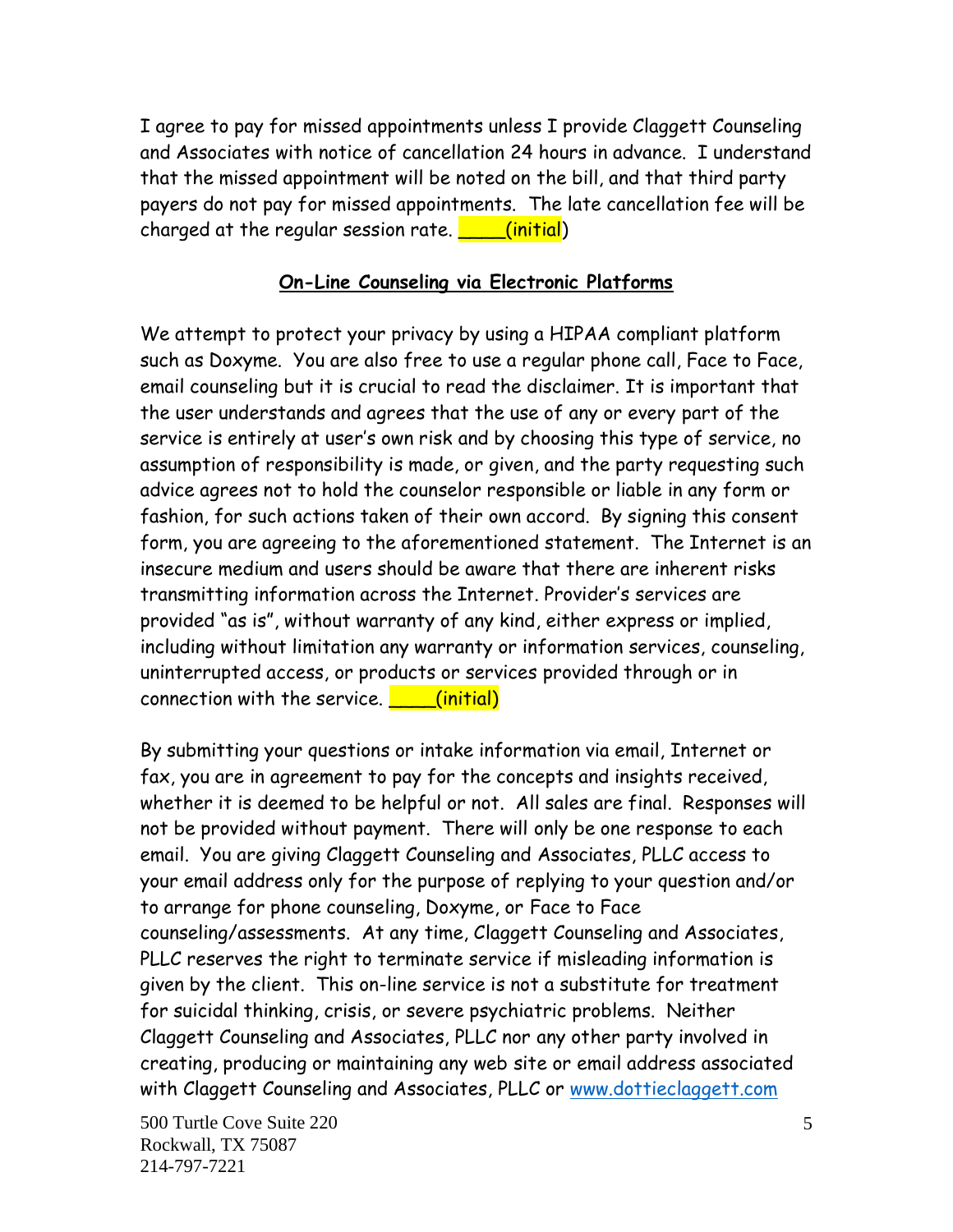I agree to pay for missed appointments unless I provide Claggett Counseling and Associates with notice of cancellation 24 hours in advance. I understand that the missed appointment will be noted on the bill, and that third party payers do not pay for missed appointments. The late cancellation fee will be charged at the regular session rate. ____(initial)

## On-Line Counseling via Electronic Platforms

We attempt to protect your privacy by using a HIPAA compliant platform such as Doxyme. You are also free to use a regular phone call, Face to Face, email counseling but it is crucial to read the disclaimer. It is important that the user understands and agrees that the use of any or every part of the service is entirely at user's own risk and by choosing this type of service, no assumption of responsibility is made, or given, and the party requesting such advice agrees not to hold the counselor responsible or liable in any form or fashion, for such actions taken of their own accord. By signing this consent form, you are agreeing to the aforementioned statement. The Internet is an insecure medium and users should be aware that there are inherent risks transmitting information across the Internet. Provider's services are provided "as is", without warranty of any kind, either express or implied, including without limitation any warranty or information services, counseling, uninterrupted access, or products or services provided through or in connection with the service. ____(initial)

By submitting your questions or intake information via email, Internet or fax, you are in agreement to pay for the concepts and insights received, whether it is deemed to be helpful or not. All sales are final. Responses will not be provided without payment. There will only be one response to each email. You are giving Claggett Counseling and Associates, PLLC access to your email address only for the purpose of replying to your question and/or to arrange for phone counseling, Doxyme, or Face to Face counseling/assessments. At any time, Claggett Counseling and Associates, PLLC reserves the right to terminate service if misleading information is given by the client. This on-line service is not a substitute for treatment for suicidal thinking, crisis, or severe psychiatric problems. Neither Claggett Counseling and Associates, PLLC nor any other party involved in creating, producing or maintaining any web site or email address associated with Claggett Counseling and Associates, PLLC or www.dottieclaggett.com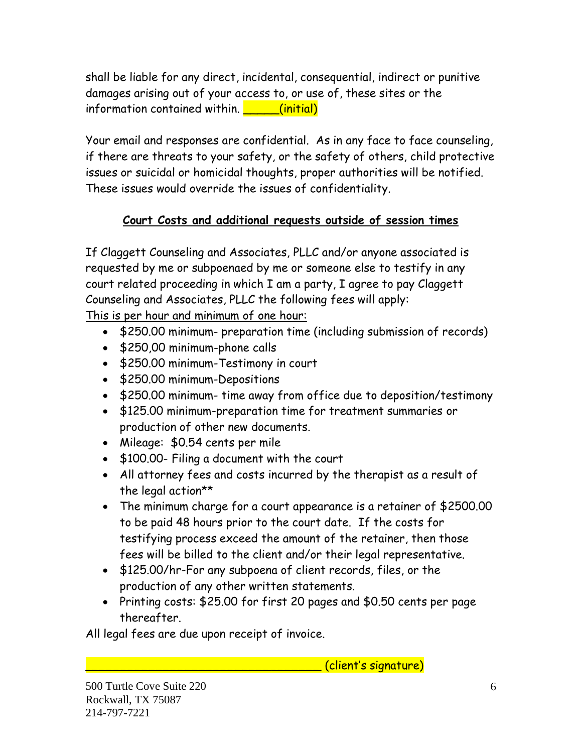shall be liable for any direct, incidental, consequential, indirect or punitive damages arising out of your access to, or use of, these sites or the information contained within. _____(initial)

Your email and responses are confidential. As in any face to face counseling, if there are threats to your safety, or the safety of others, child protective issues or suicidal or homicidal thoughts, proper authorities will be notified. These issues would override the issues of confidentiality.

**Court Costs and additional requests outside of session times**

If Claggett Counseling and Associates, PLLC and/or anyone associated is requested by me or subpoenaed by me or someone else to testify in any court related proceeding in which I am a party, I agree to pay Claggett Counseling and Associates, PLLC the following fees will apply:

This is per hour and minimum of one hour:

- $250.00 minimum- preparation time (including submission of records)
- $250,00 minimum-phone calls
- $250.00 minimum-Testimony in court
- $250.00 minimum-Depositions
- $250.00 minimum- time away from office due to deposition/testimony
- $125.00 minimum-preparation time for treatment summaries or production of other new documents.
- Mileage: $0.54 cents per mile
- $100.00- Filing a document with the court
- All attorney fees and costs incurred by the therapist as a result of the legal action**
- The minimum charge for a court appearance is a retainer of $2500.00 to be paid 48 hours prior to the court date. If the costs for testifying process exceed the amount of the retainer, then those fees will be billed to the client and/or their legal representative.
- $125.00/hr-For any subpoena of client records, files, or the production of any other written statements.
- Printing costs: $25.00 for first 20 pages and $0.50 cents per page thereafter.

All legal fees are due upon receipt of invoice.

_________________________________ (client's signature)

500 Turtle Cove Suite 220
Rockwall, TX 75087
214-797-7221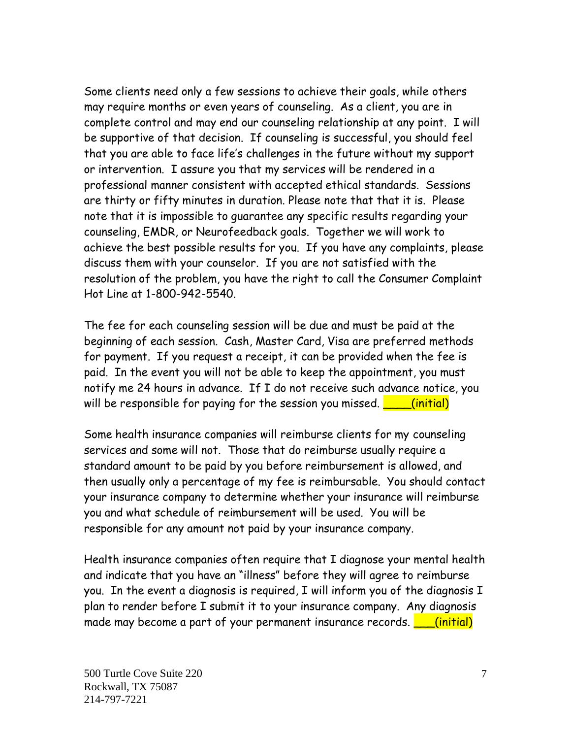Some clients need only a few sessions to achieve their goals, while others may require months or even years of counseling. As a client, you are in complete control and may end our counseling relationship at any point. I will be supportive of that decision. If counseling is successful, you should feel that you are able to face life's challenges in the future without my support or intervention. I assure you that my services will be rendered in a professional manner consistent with accepted ethical standards. Sessions are thirty or fifty minutes in duration. Please note that that it is. Please note that it is impossible to guarantee any specific results regarding your counseling, EMDR, or Neurofeedback goals. Together we will work to achieve the best possible results for you. If you have any complaints, please discuss them with your counselor. If you are not satisfied with the resolution of the problem, you have the right to call the Consumer Complaint Hot Line at 1-800-942-5540.

The fee for each counseling session will be due and must be paid at the beginning of each session. Cash, Master Card, Visa are preferred methods for payment. If you request a receipt, it can be provided when the fee is paid. In the event you will not be able to keep the appointment, you must notify me 24 hours in advance. If I do not receive such advance notice, you will be responsible for paying for the session you missed. ____(initial)

Some health insurance companies will reimburse clients for my counseling services and some will not. Those that do reimburse usually require a standard amount to be paid by you before reimbursement is allowed, and then usually only a percentage of my fee is reimbursable. You should contact your insurance company to determine whether your insurance will reimburse you and what schedule of reimbursement will be used. You will be responsible for any amount not paid by your insurance company.

Health insurance companies often require that I diagnose your mental health and indicate that you have an "illness" before they will agree to reimburse you. In the event a diagnosis is required, I will inform you of the diagnosis I plan to render before I submit it to your insurance company. Any diagnosis made may become a part of your permanent insurance records. ___(initial)

500 Turtle Cove Suite 220
Rockwall, TX 75087
214-797-7221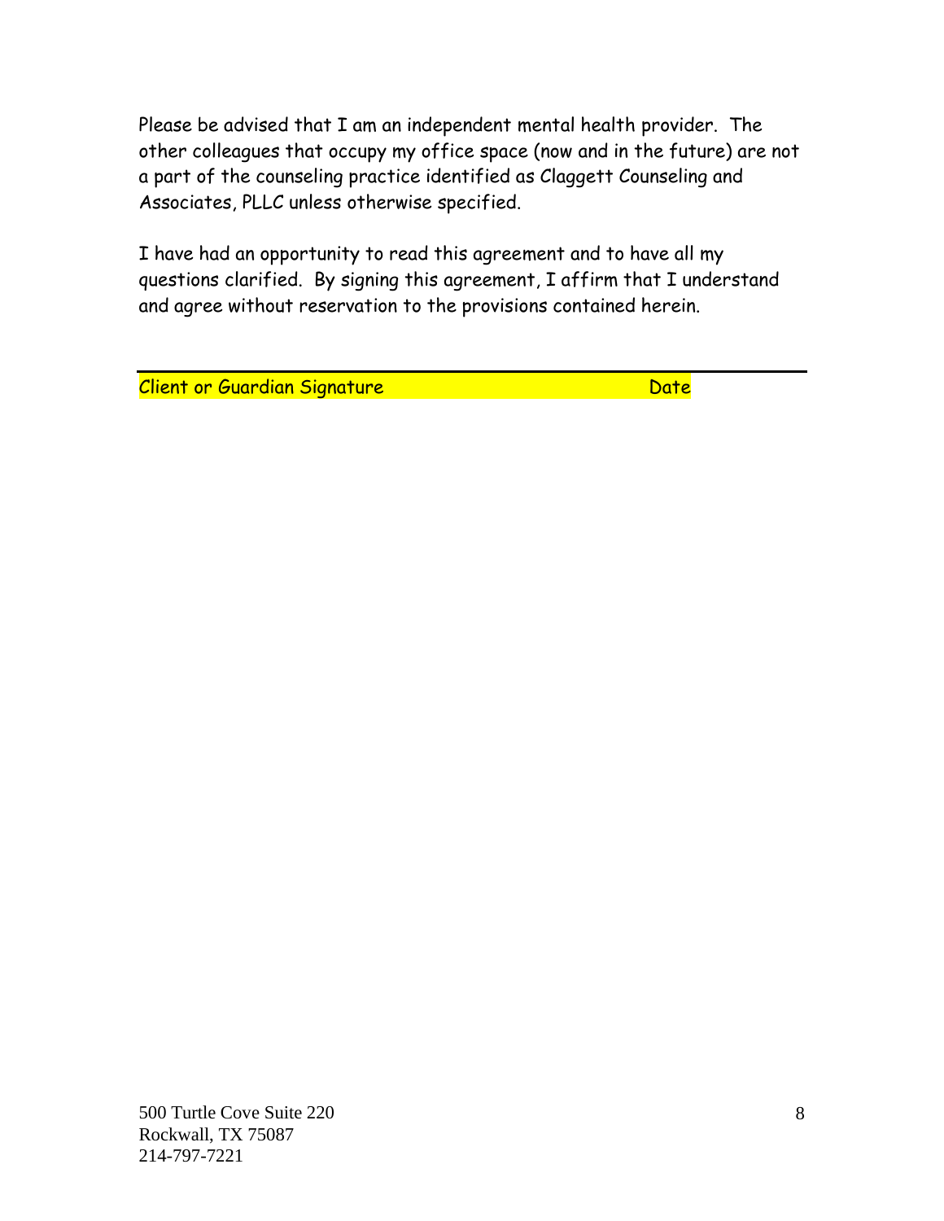Please be advised that I am an independent mental health provider. The other colleagues that occupy my office space (now and in the future) are not a part of the counseling practice identified as Claggett Counseling and Associates, PLLC unless otherwise specified.

I have had an opportunity to read this agreement and to have all my questions clarified. By signing this agreement, I affirm that I understand and agree without reservation to the provisions contained herein.

\_\_\_\_\_\_\_\_\_\_\_\_\_\_\_\_\_\_\_\_\_\_\_\_\_\_\_\_\_\_\_\_\_\_\_\_\_\_\_\_\_\_\_\_\_\_\_\_\_\_\_\_\_\_\_\_\_\_\_\_

Client or Guardian Signature Date

500 Turtle Cove Suite 220
Rockwall, TX 75087
214-797-7221